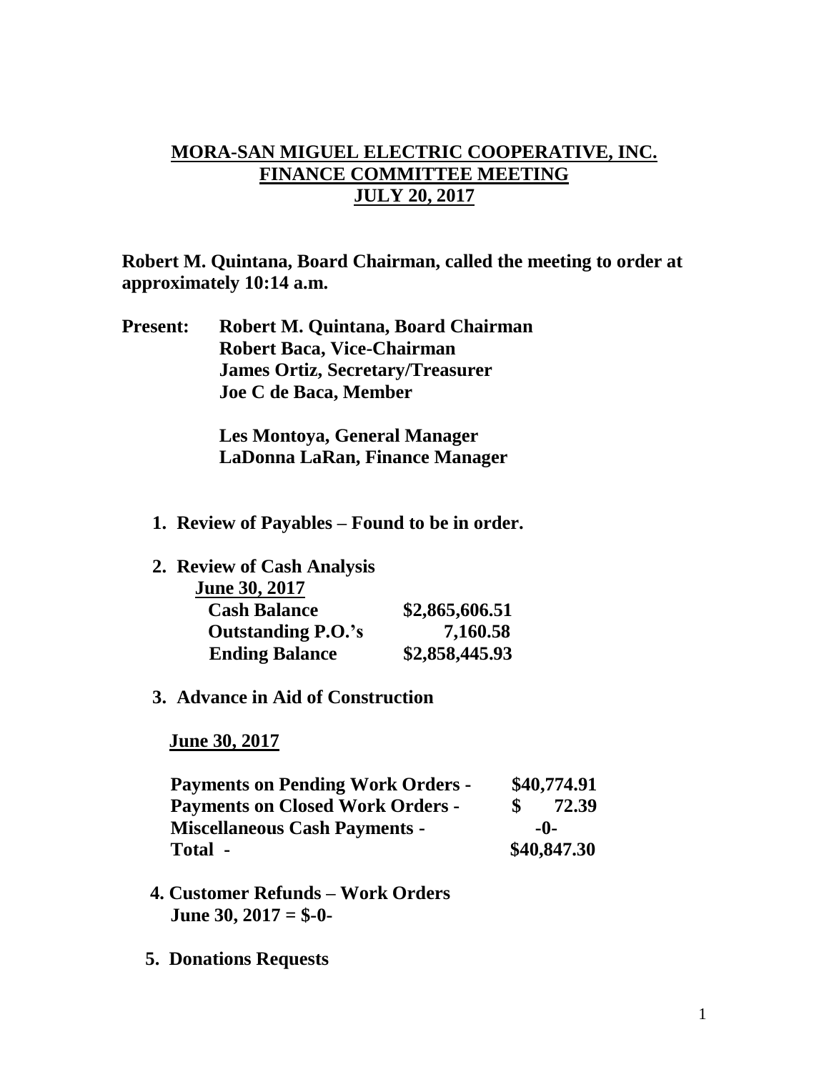# MORA-SAN MIGUEL ELECTRIC COOPERATIVE, INC.
## FINANCE COMMITTEE MEETING
## JULY 20, 2017

**Robert M. Quintana, Board Chairman, called the meeting to order at approximately 10:14 a.m.**

**Present:** **Robert M. Quintana, Board Chairman**
**Robert Baca, Vice-Chairman**
**James Ortiz, Secretary/Treasurer**
**Joe C de Baca, Member**

**Les Montoya, General Manager**
**LaDonna LaRan, Finance Manager**

1. **Review of Payables – Found to be in order.**

2. **Review of Cash Analysis**

   **June 30, 2017**

   | | |
   |---|---|
   | **Cash Balance** | **\$2,865,606.51** |
   | **Outstanding P.O.'s** | **7,160.58** |
   | **Ending Balance** | **\$2,858,445.93** |

3. **Advance in Aid of Construction**

   **June 30, 2017**

   | | |
   |---|---|
   | **Payments on Pending Work Orders -** | **\$40,774.91** |
   | **Payments on Closed Work Orders -** | **\$ 72.39** |
   | **Miscellaneous Cash Payments -** | **-0-** |
   | **Total -** | **\$40,847.30** |

4. **Customer Refunds – Work Orders**
   **June 30, 2017 = \$-0-**

5. **Donations Requests**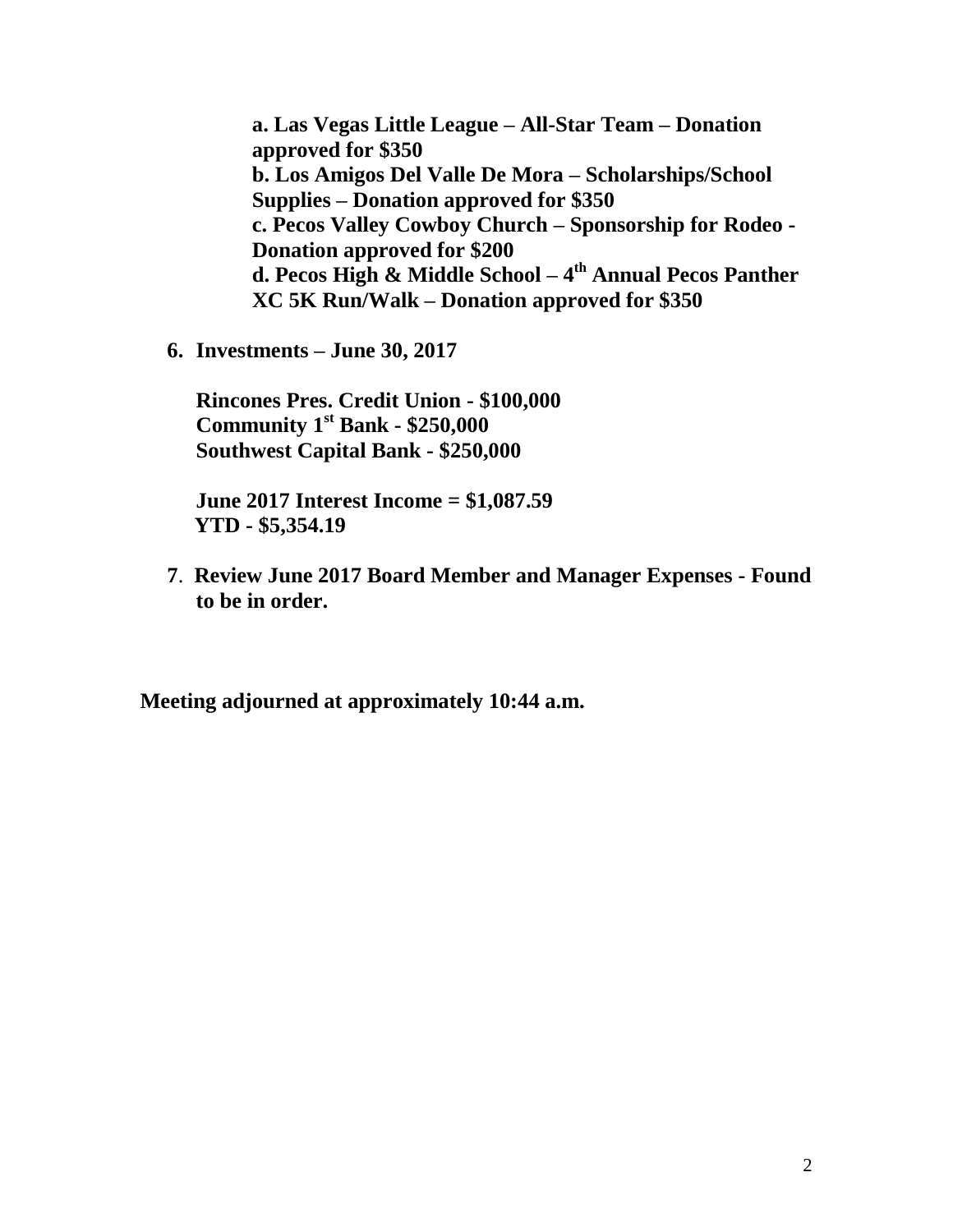**a. Las Vegas Little League – All-Star Team – Donation approved for $350**
**b. Los Amigos Del Valle De Mora – Scholarships/School Supplies – Donation approved for $350**
**c. Pecos Valley Cowboy Church – Sponsorship for Rodeo - Donation approved for $200**
**d. Pecos High & Middle School – 4th Annual Pecos Panther XC 5K Run/Walk – Donation approved for $350**

**6. Investments – June 30, 2017**

**Rincones Pres. Credit Union - $100,000**
**Community 1st Bank - $250,000**
**Southwest Capital Bank - $250,000**

**June 2017 Interest Income = $1,087.59**
**YTD - $5,354.19**

**7. Review June 2017 Board Member and Manager Expenses - Found to be in order.**

**Meeting adjourned at approximately 10:44 a.m.**